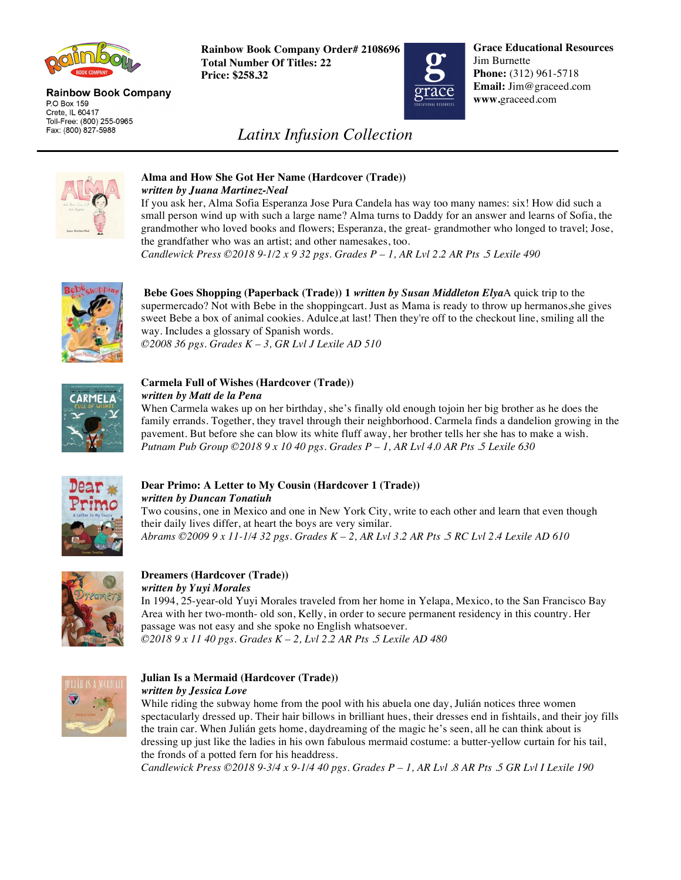**Rainbow Book Company**
P.O Box 159
Crete, IL 60417
Toll-Free: (800) 255-0965
Fax: (800) 827-5988

**Rainbow Book Company Order# 2108696**
**Total Number Of Titles: 22**
**Price: $258.32**

**Grace Educational Resources**
Jim Burnette
**Phone:** (312) 961-5718
**Email:** Jim@graceed.com
**www.**graceed.com

# *Latinx Infusion Collection*

---

**Alma and How She Got Her Name (Hardcover (Trade))**
***written by Juana Martinez-Neal***
If you ask her, Alma Sofia Esperanza Jose Pura Candela has way too many names: six! How did such a small person wind up with such a large name? Alma turns to Daddy for an answer and learns of Sofia, the grandmother who loved books and flowers; Esperanza, the great- grandmother who longed to travel; Jose, the grandfather who was an artist; and other namesakes, too.
*Candlewick Press ©2018 9-1/2 x 9 32 pgs. Grades P – 1, AR Lvl 2.2 AR Pts .5 Lexile 490*

**Bebe Goes Shopping (Paperback (Trade)) 1** ***written by Susan Middleton Elya***A quick trip to the supermercado? Not with Bebe in the shoppingcart. Just as Mama is ready to throw up hermanos,she gives sweet Bebe a box of animal cookies. Adulce,at last! Then they're off to the checkout line, smiling all the way. Includes a glossary of Spanish words.
*©2008 36 pgs. Grades K – 3, GR Lvl J Lexile AD 510*

**Carmela Full of Wishes (Hardcover (Trade))**
***written by Matt de la Pena***
When Carmela wakes up on her birthday, she's finally old enough tojoin her big brother as he does the family errands. Together, they travel through their neighborhood. Carmela finds a dandelion growing in the pavement. But before she can blow its white fluff away, her brother tells her she has to make a wish.
*Putnam Pub Group ©2018 9 x 10 40 pgs. Grades P – 1, AR Lvl 4.0 AR Pts .5 Lexile 630*

**Dear Primo: A Letter to My Cousin (Hardcover 1 (Trade))**
***written by Duncan Tonatiuh***
Two cousins, one in Mexico and one in New York City, write to each other and learn that even though their daily lives differ, at heart the boys are very similar.
*Abrams ©2009 9 x 11-1/4 32 pgs. Grades K – 2, AR Lvl 3.2 AR Pts .5 RC Lvl 2.4 Lexile AD 610*

**Dreamers (Hardcover (Trade))**
***written by Yuyi Morales***
In 1994, 25-year-old Yuyi Morales traveled from her home in Yelapa, Mexico, to the San Francisco Bay Area with her two-month- old son, Kelly, in order to secure permanent residency in this country. Her passage was not easy and she spoke no English whatsoever.
*©2018 9 x 11 40 pgs. Grades K – 2, Lvl 2.2 AR Pts .5 Lexile AD 480*

**Julian Is a Mermaid (Hardcover (Trade))**
***written by Jessica Love***
While riding the subway home from the pool with his abuela one day, Julián notices three women spectacularly dressed up. Their hair billows in brilliant hues, their dresses end in fishtails, and their joy fills the train car. When Julián gets home, daydreaming of the magic he's seen, all he can think about is dressing up just like the ladies in his own fabulous mermaid costume: a butter-yellow curtain for his tail, the fronds of a potted fern for his headdress.
*Candlewick Press ©2018 9-3/4 x 9-1/4 40 pgs. Grades P – 1, AR Lvl .8 AR Pts .5 GR Lvl I Lexile 190*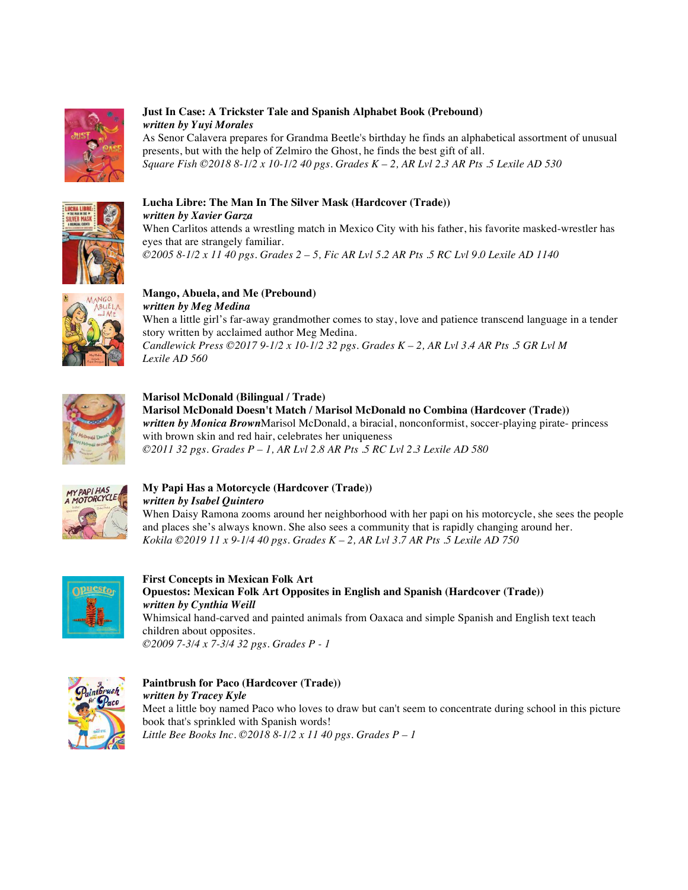**Just In Case: A Trickster Tale and Spanish Alphabet Book (Prebound)**
***written by Yuyi Morales***
As Senor Calavera prepares for Grandma Beetle's birthday he finds an alphabetical assortment of unusual presents, but with the help of Zelmiro the Ghost, he finds the best gift of all.
*Square Fish ©2018 8-1/2 x 10-1/2 40 pgs. Grades K – 2, AR Lvl 2.3 AR Pts .5 Lexile AD 530*

**Lucha Libre: The Man In The Silver Mask (Hardcover (Trade))**
***written by Xavier Garza***
When Carlitos attends a wrestling match in Mexico City with his father, his favorite masked-wrestler has eyes that are strangely familiar.
*©2005 8-1/2 x 11 40 pgs. Grades 2 – 5, Fic AR Lvl 5.2 AR Pts .5 RC Lvl 9.0 Lexile AD 1140*

**Mango, Abuela, and Me (Prebound)**
***written by Meg Medina***
When a little girl's far-away grandmother comes to stay, love and patience transcend language in a tender story written by acclaimed author Meg Medina.
*Candlewick Press ©2017 9-1/2 x 10-1/2 32 pgs. Grades K – 2, AR Lvl 3.4 AR Pts .5 GR Lvl M Lexile AD 560*

**Marisol McDonald (Bilingual / Trade)**
**Marisol McDonald Doesn't Match / Marisol McDonald no Combina (Hardcover (Trade))**
***written by Monica Brown***Marisol McDonald, a biracial, nonconformist, soccer-playing pirate- princess with brown skin and red hair, celebrates her uniqueness
*©2011 32 pgs. Grades P – 1, AR Lvl 2.8 AR Pts .5 RC Lvl 2.3 Lexile AD 580*

**My Papi Has a Motorcycle (Hardcover (Trade))**
***written by Isabel Quintero***
When Daisy Ramona zooms around her neighborhood with her papi on his motorcycle, she sees the people and places she's always known. She also sees a community that is rapidly changing around her.
*Kokila ©2019 11 x 9-1/4 40 pgs. Grades K – 2, AR Lvl 3.7 AR Pts .5 Lexile AD 750*

**First Concepts in Mexican Folk Art**
**Opuestos: Mexican Folk Art Opposites in English and Spanish (Hardcover (Trade))**
***written by Cynthia Weill***
Whimsical hand-carved and painted animals from Oaxaca and simple Spanish and English text teach children about opposites.
*©2009 7-3/4 x 7-3/4 32 pgs. Grades P - 1*

**Paintbrush for Paco (Hardcover (Trade))**
***written by Tracey Kyle***
Meet a little boy named Paco who loves to draw but can't seem to concentrate during school in this picture book that's sprinkled with Spanish words!
*Little Bee Books Inc. ©2018 8-1/2 x 11 40 pgs. Grades P – 1*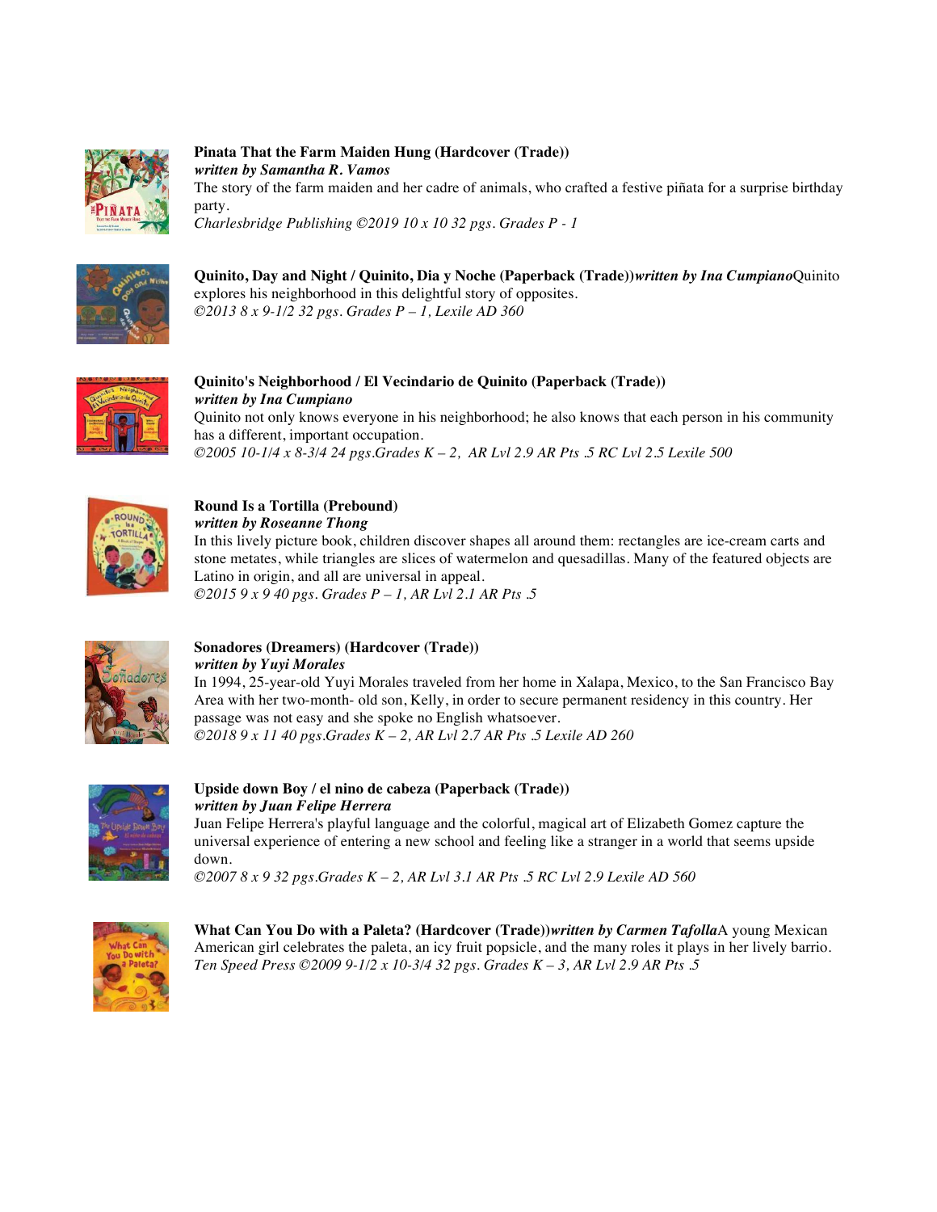**Pinata That the Farm Maiden Hung (Hardcover (Trade))**
***written by Samantha R. Vamos***
The story of the farm maiden and her cadre of animals, who crafted a festive piñata for a surprise birthday party.
*Charlesbridge Publishing ©2019 10 x 10 32 pgs. Grades P - 1*

**Quinito, Day and Night / Quinito, Dia y Noche (Paperback (Trade))*****written by Ina Cumpiano***Quinito explores his neighborhood in this delightful story of opposites.
*©2013 8 x 9-1/2 32 pgs. Grades P – 1, Lexile AD 360*

**Quinito's Neighborhood / El Vecindario de Quinito (Paperback (Trade))**
***written by Ina Cumpiano***
Quinito not only knows everyone in his neighborhood; he also knows that each person in his community has a different, important occupation.
*©2005 10-1/4 x 8-3/4 24 pgs.Grades K – 2, AR Lvl 2.9 AR Pts .5 RC Lvl 2.5 Lexile 500*

**Round Is a Tortilla (Prebound)**
***written by Roseanne Thong***
In this lively picture book, children discover shapes all around them: rectangles are ice-cream carts and stone metates, while triangles are slices of watermelon and quesadillas. Many of the featured objects are Latino in origin, and all are universal in appeal.
*©2015 9 x 9 40 pgs. Grades P – 1, AR Lvl 2.1 AR Pts .5*

**Sonadores (Dreamers) (Hardcover (Trade))**
***written by Yuyi Morales***
In 1994, 25-year-old Yuyi Morales traveled from her home in Xalapa, Mexico, to the San Francisco Bay Area with her two-month- old son, Kelly, in order to secure permanent residency in this country. Her passage was not easy and she spoke no English whatsoever.
*©2018 9 x 11 40 pgs.Grades K – 2, AR Lvl 2.7 AR Pts .5 Lexile AD 260*

**Upside down Boy / el nino de cabeza (Paperback (Trade))**
***written by Juan Felipe Herrera***
Juan Felipe Herrera's playful language and the colorful, magical art of Elizabeth Gomez capture the universal experience of entering a new school and feeling like a stranger in a world that seems upside down.
*©2007 8 x 9 32 pgs.Grades K – 2, AR Lvl 3.1 AR Pts .5 RC Lvl 2.9 Lexile AD 560*

**What Can You Do with a Paleta? (Hardcover (Trade))*****written by Carmen Tafolla***A young Mexican American girl celebrates the paleta, an icy fruit popsicle, and the many roles it plays in her lively barrio.
*Ten Speed Press ©2009 9-1/2 x 10-3/4 32 pgs. Grades K – 3, AR Lvl 2.9 AR Pts .5*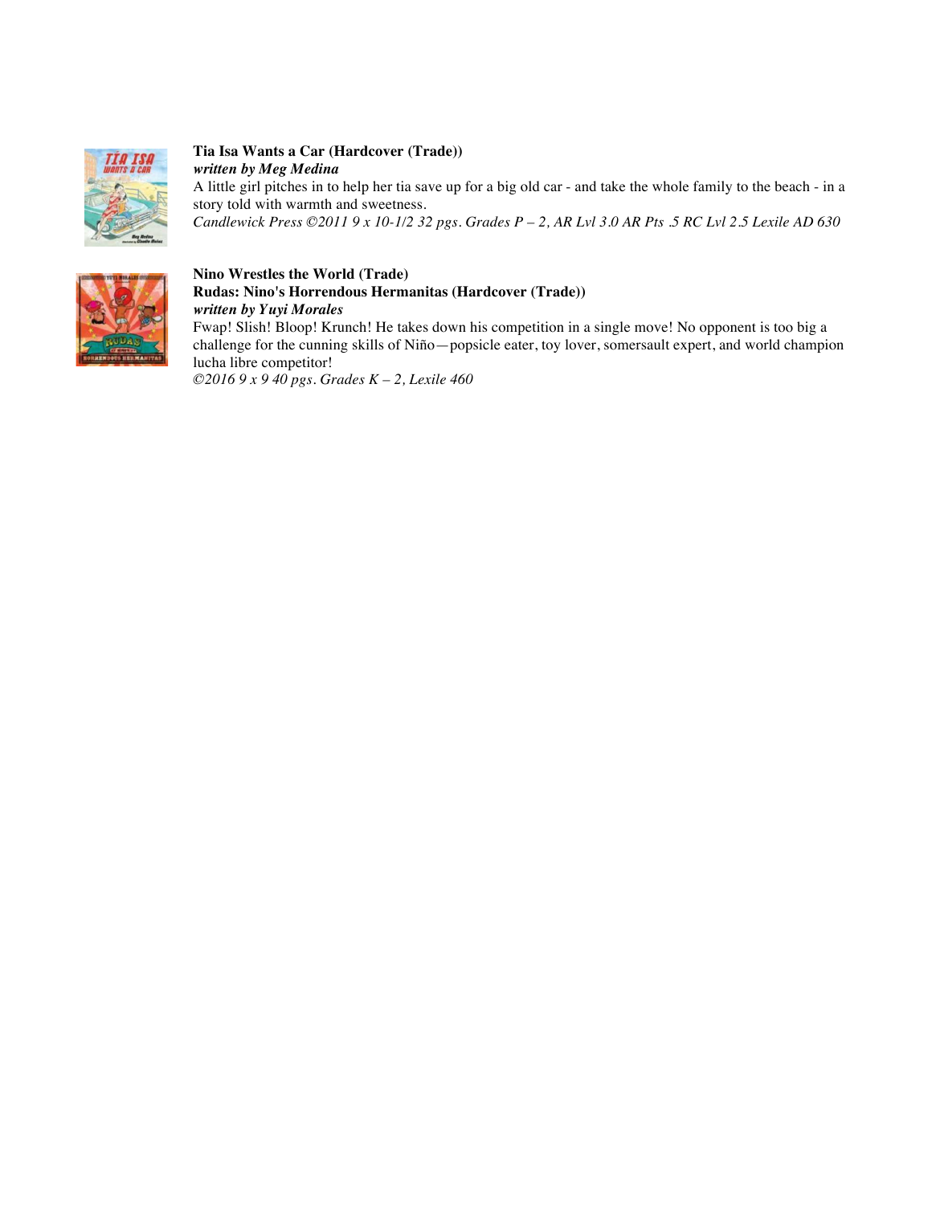**Tia Isa Wants a Car (Hardcover (Trade))**
***written by Meg Medina***
A little girl pitches in to help her tia save up for a big old car - and take the whole family to the beach - in a story told with warmth and sweetness.
*Candlewick Press ©2011 9 x 10-1/2 32 pgs. Grades P – 2, AR Lvl 3.0 AR Pts .5 RC Lvl 2.5 Lexile AD 630*

**Nino Wrestles the World (Trade)**
**Rudas: Nino's Horrendous Hermanitas (Hardcover (Trade))**
***written by Yuyi Morales***
Fwap! Slish! Bloop! Krunch! He takes down his competition in a single move! No opponent is too big a challenge for the cunning skills of Niño—popsicle eater, toy lover, somersault expert, and world champion lucha libre competitor!
*©2016 9 x 9 40 pgs. Grades K – 2, Lexile 460*